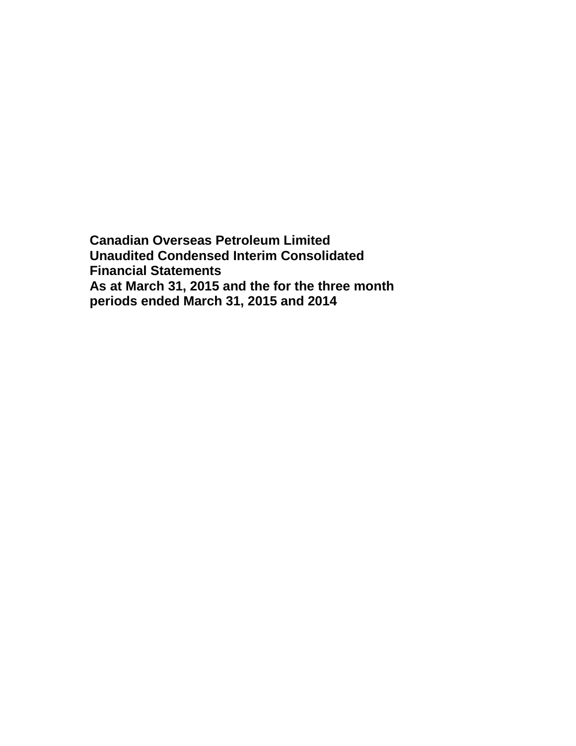# Canadian Overseas Petroleum Limited

## Unaudited Condensed Interim Consolidated Financial Statements

## As at March 31, 2015 and the for the three month periods ended March 31, 2015 and 2014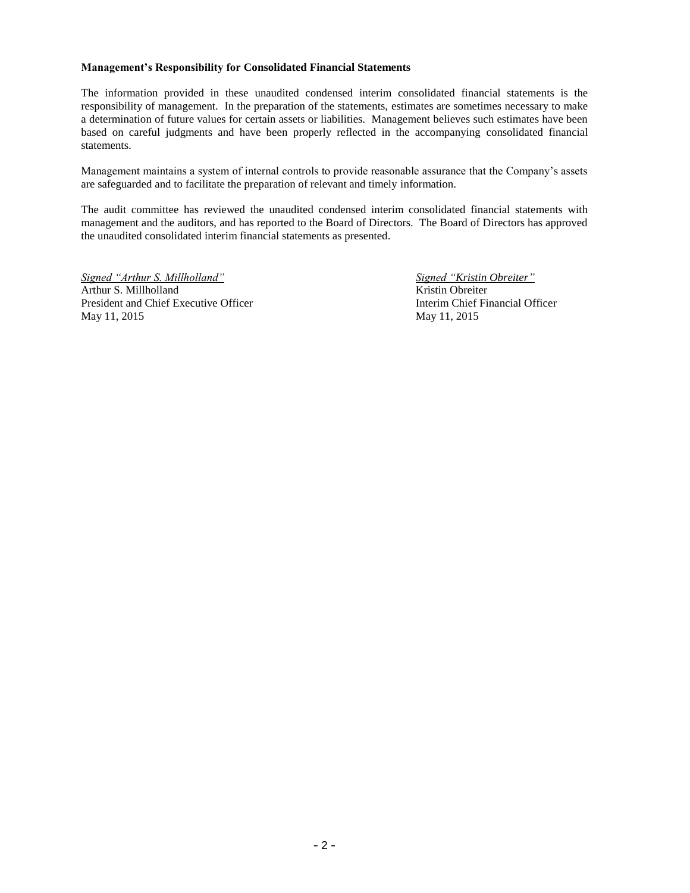**Management's Responsibility for Consolidated Financial Statements**

The information provided in these unaudited condensed interim consolidated financial statements is the responsibility of management. In the preparation of the statements, estimates are sometimes necessary to make a determination of future values for certain assets or liabilities. Management believes such estimates have been based on careful judgments and have been properly reflected in the accompanying consolidated financial statements.

Management maintains a system of internal controls to provide reasonable assurance that the Company's assets are safeguarded and to facilitate the preparation of relevant and timely information.

The audit committee has reviewed the unaudited condensed interim consolidated financial statements with management and the auditors, and has reported to the Board of Directors. The Board of Directors has approved the unaudited consolidated interim financial statements as presented.

*Signed "Arthur S. Millholland"*
Arthur S. Millholland
President and Chief Executive Officer
May 11, 2015

*Signed "Kristin Obreiter"*
Kristin Obreiter
Interim Chief Financial Officer
May 11, 2015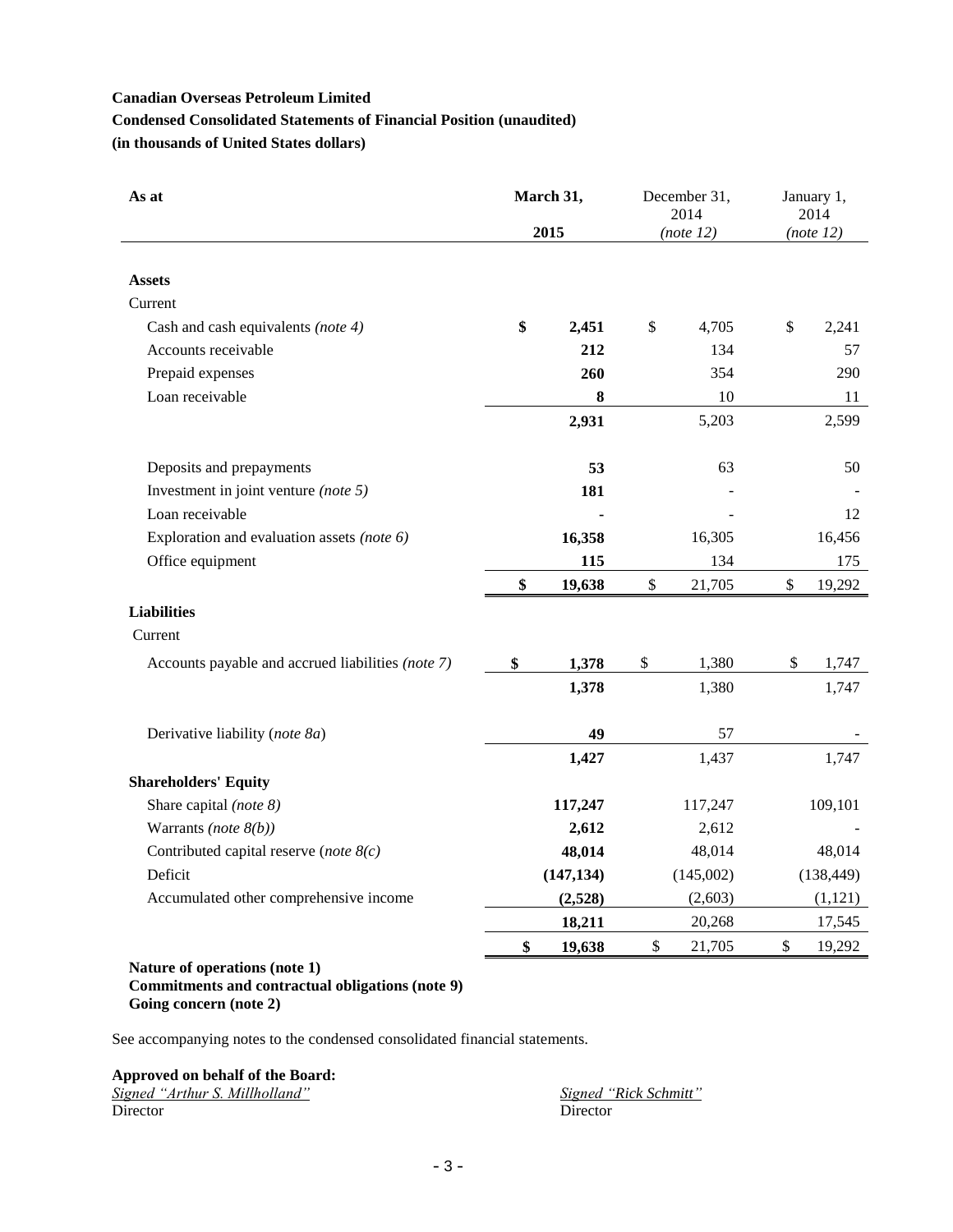**Canadian Overseas Petroleum Limited**

**Condensed Consolidated Statements of Financial Position (unaudited)**

**(in thousands of United States dollars)**

| As at | March 31, 2015 | December 31, 2014 *(note 12)* | January 1, 2014 *(note 12)* |
|---|---|---|---|
| **Assets** | | | |
| Current | | | |
| Cash and cash equivalents *(note 4)* | **$ 2,451** | $ 4,705 | $ 2,241 |
| Accounts receivable | **212** | 134 | 57 |
| Prepaid expenses | **260** | 354 | 290 |
| Loan receivable | **8** | 10 | 11 |
| | **2,931** | 5,203 | 2,599 |
| Deposits and prepayments | **53** | 63 | 50 |
| Investment in joint venture *(note 5)* | **181** | - | - |
| Loan receivable | **-** | - | 12 |
| Exploration and evaluation assets *(note 6)* | **16,358** | 16,305 | 16,456 |
| Office equipment | **115** | 134 | 175 |
| | **$ 19,638** | $ 21,705 | $ 19,292 |
| **Liabilities** | | | |
| Current | | | |
| Accounts payable and accrued liabilities *(note 7)* | **$ 1,378** | $ 1,380 | $ 1,747 |
| | **1,378** | 1,380 | 1,747 |
| Derivative liability (*note 8a*) | **49** | 57 | - |
| | **1,427** | 1,437 | 1,747 |
| **Shareholders' Equity** | | | |
| Share capital *(note 8)* | **117,247** | 117,247 | 109,101 |
| Warrants *(note 8(b))* | **2,612** | 2,612 | - |
| Contributed capital reserve (*note 8(c)* | **48,014** | 48,014 | 48,014 |
| Deficit | **(147,134)** | (145,002) | (138,449) |
| Accumulated other comprehensive income | **(2,528)** | (2,603) | (1,121) |
| | **18,211** | 20,268 | 17,545 |
| | **$ 19,638** | $ 21,705 | $ 19,292 |

**Nature of operations (note 1)**
**Commitments and contractual obligations (note 9)**
**Going concern (note 2)**

See accompanying notes to the condensed consolidated financial statements.

**Approved on behalf of the Board:**

*Signed "Arthur S. Millholland"*
Director

*Signed "Rick Schmitt"*
Director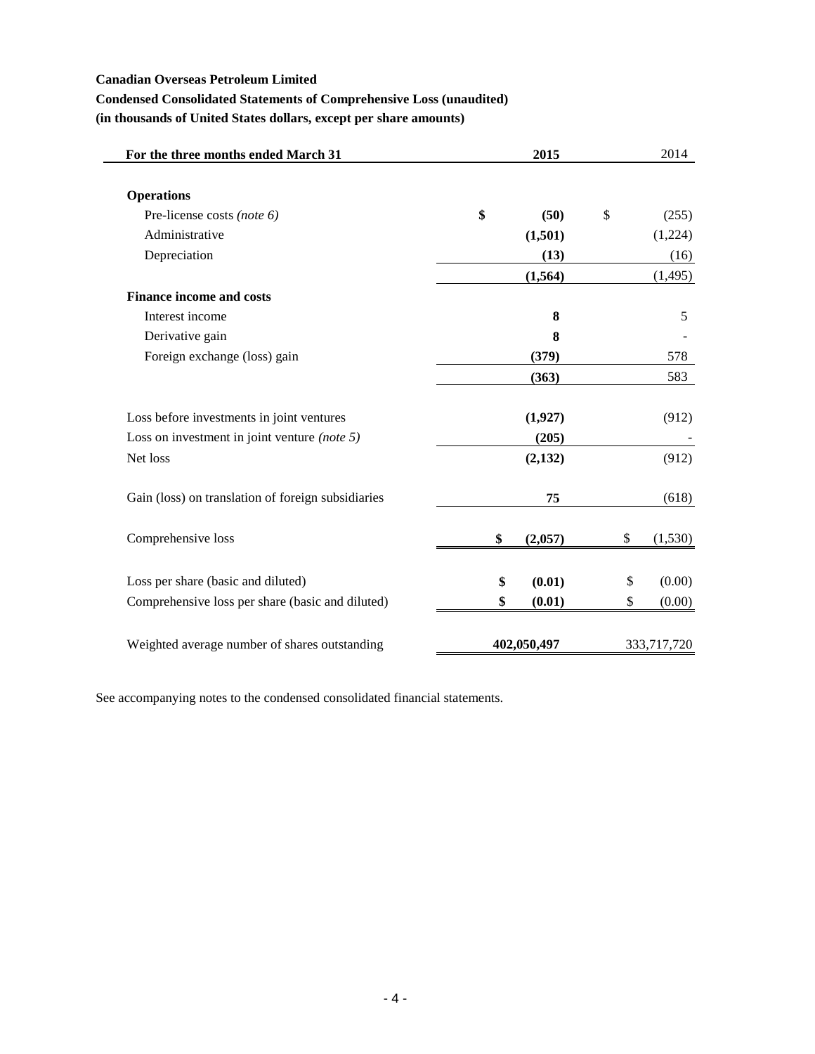**Canadian Overseas Petroleum Limited**

**Condensed Consolidated Statements of Comprehensive Loss (unaudited)**

**(in thousands of United States dollars, except per share amounts)**

| For the three months ended March 31 | 2015 | 2014 |
|---|---|---|
| **Operations** | | |
| Pre-license costs *(note 6)* | **$ (50)** | $ (255) |
| Administrative | **(1,501)** | (1,224) |
| Depreciation | **(13)** | (16) |
| | **(1,564)** | (1,495) |
| **Finance income and costs** | | |
| Interest income | **8** | 5 |
| Derivative gain | **8** | - |
| Foreign exchange (loss) gain | **(379)** | 578 |
| | **(363)** | 583 |
| Loss before investments in joint ventures | **(1,927)** | (912) |
| Loss on investment in joint venture *(note 5)* | **(205)** | - |
| Net loss | **(2,132)** | (912) |
| Gain (loss) on translation of foreign subsidiaries | **75** | (618) |
| Comprehensive loss | **$ (2,057)** | $ (1,530) |
| Loss per share (basic and diluted) | **$ (0.01)** | $ (0.00) |
| Comprehensive loss per share (basic and diluted) | **$ (0.01)** | $ (0.00) |
| Weighted average number of shares outstanding | **402,050,497** | 333,717,720 |

See accompanying notes to the condensed consolidated financial statements.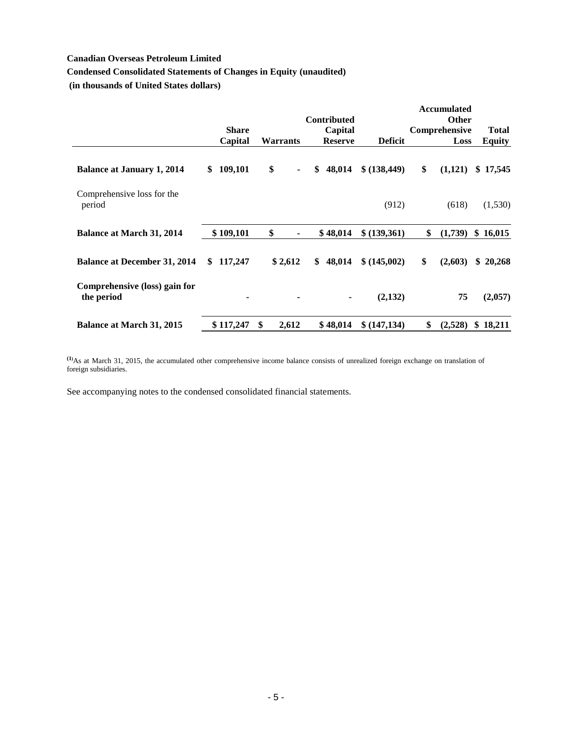**Canadian Overseas Petroleum Limited**

**Condensed Consolidated Statements of Changes in Equity (unaudited)**

**(in thousands of United States dollars)**

| | Share Capital | Warrants | Contributed Capital Reserve | Deficit | Accumulated Other Comprehensive Loss | Total Equity |
|---|---|---|---|---|---|---|
| **Balance at January 1, 2014** | **$ 109,101** | **$ -** | **$ 48,014** | **$ (138,449)** | **$ (1,121)** | **$ 17,545** |
| Comprehensive loss for the period | | | | (912) | (618) | (1,530) |
| **Balance at March 31, 2014** | **$ 109,101** | **$ -** | **$ 48,014** | **$ (139,361)** | **$ (1,739)** | **$ 16,015** |
| **Balance at December 31, 2014** | **$ 117,247** | **$ 2,612** | **$ 48,014** | **$ (145,002)** | **$ (2,603)** | **$ 20,268** |
| **Comprehensive (loss) gain for the period** | **-** | **-** | **-** | **(2,132)** | **75** | **(2,057)** |
| **Balance at March 31, 2015** | **$ 117,247** | **$ 2,612** | **$ 48,014** | **$ (147,134)** | **$ (2,528)** | **$ 18,211** |

[(1)]As at March 31, 2015, the accumulated other comprehensive income balance consists of unrealized foreign exchange on translation of foreign subsidiaries.

See accompanying notes to the condensed consolidated financial statements.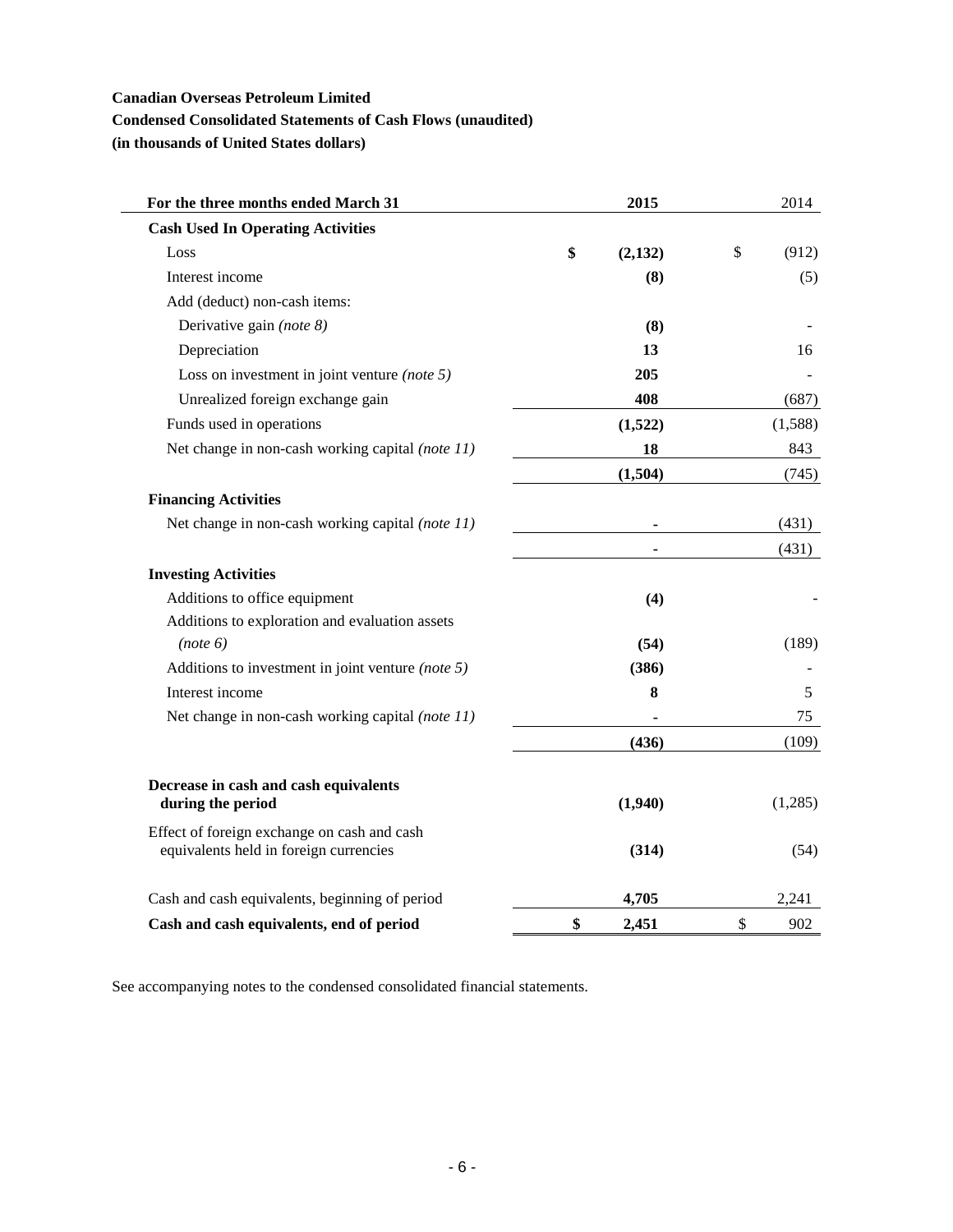**Canadian Overseas Petroleum Limited**

**Condensed Consolidated Statements of Cash Flows (unaudited)**

**(in thousands of United States dollars)**

| For the three months ended March 31 | 2015 | 2014 |
|---|---|---|
| **Cash Used In Operating Activities** | | |
| Loss | **$ (2,132)** | $ (912) |
| Interest income | **(8)** | (5) |
| Add (deduct) non-cash items: | | |
| Derivative gain *(note 8)* | **(8)** | - |
| Depreciation | **13** | 16 |
| Loss on investment in joint venture *(note 5)* | **205** | - |
| Unrealized foreign exchange gain | **408** | (687) |
| Funds used in operations | **(1,522)** | (1,588) |
| Net change in non-cash working capital *(note 11)* | **18** | 843 |
| | **(1,504)** | (745) |
| **Financing Activities** | | |
| Net change in non-cash working capital *(note 11)* | **-** | (431) |
| | **-** | (431) |
| **Investing Activities** | | |
| Additions to office equipment | **(4)** | - |
| Additions to exploration and evaluation assets *(note 6)* | **(54)** | (189) |
| Additions to investment in joint venture *(note 5)* | **(386)** | - |
| Interest income | **8** | 5 |
| Net change in non-cash working capital *(note 11)* | **-** | 75 |
| | **(436)** | (109) |
| **Decrease in cash and cash equivalents during the period** | **(1,940)** | (1,285) |
| Effect of foreign exchange on cash and cash equivalents held in foreign currencies | **(314)** | (54) |
| Cash and cash equivalents, beginning of period | **4,705** | 2,241 |
| **Cash and cash equivalents, end of period** | **$ 2,451** | $ 902 |

See accompanying notes to the condensed consolidated financial statements.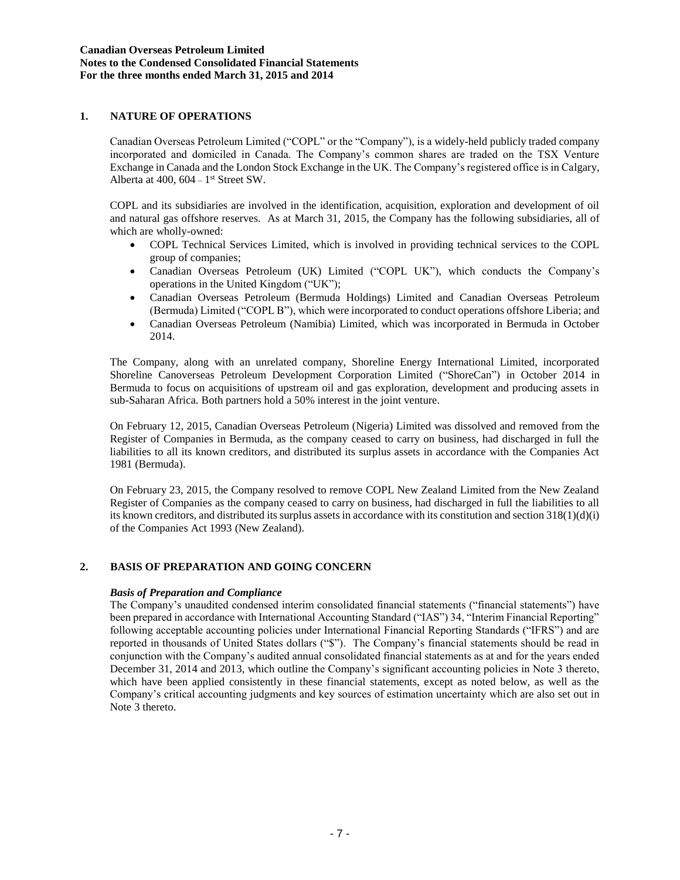## 1. NATURE OF OPERATIONS

Canadian Overseas Petroleum Limited ("COPL" or the "Company"), is a widely-held publicly traded company incorporated and domiciled in Canada. The Company's common shares are traded on the TSX Venture Exchange in Canada and the London Stock Exchange in the UK. The Company's registered office is in Calgary, Alberta at 400, 604 – 1st Street SW.

COPL and its subsidiaries are involved in the identification, acquisition, exploration and development of oil and natural gas offshore reserves. As at March 31, 2015, the Company has the following subsidiaries, all of which are wholly-owned:

- COPL Technical Services Limited, which is involved in providing technical services to the COPL group of companies;
- Canadian Overseas Petroleum (UK) Limited ("COPL UK"), which conducts the Company's operations in the United Kingdom ("UK");
- Canadian Overseas Petroleum (Bermuda Holdings) Limited and Canadian Overseas Petroleum (Bermuda) Limited ("COPL B"), which were incorporated to conduct operations offshore Liberia; and
- Canadian Overseas Petroleum (Namibia) Limited, which was incorporated in Bermuda in October 2014.

The Company, along with an unrelated company, Shoreline Energy International Limited, incorporated Shoreline Canoverseas Petroleum Development Corporation Limited ("ShoreCan") in October 2014 in Bermuda to focus on acquisitions of upstream oil and gas exploration, development and producing assets in sub-Saharan Africa. Both partners hold a 50% interest in the joint venture.

On February 12, 2015, Canadian Overseas Petroleum (Nigeria) Limited was dissolved and removed from the Register of Companies in Bermuda, as the company ceased to carry on business, had discharged in full the liabilities to all its known creditors, and distributed its surplus assets in accordance with the Companies Act 1981 (Bermuda).

On February 23, 2015, the Company resolved to remove COPL New Zealand Limited from the New Zealand Register of Companies as the company ceased to carry on business, had discharged in full the liabilities to all its known creditors, and distributed its surplus assets in accordance with its constitution and section 318(1)(d)(i) of the Companies Act 1993 (New Zealand).

## 2. BASIS OF PREPARATION AND GOING CONCERN

***Basis of Preparation and Compliance***

The Company's unaudited condensed interim consolidated financial statements ("financial statements") have been prepared in accordance with International Accounting Standard ("IAS") 34, "Interim Financial Reporting" following acceptable accounting policies under International Financial Reporting Standards ("IFRS") and are reported in thousands of United States dollars ("$"). The Company's financial statements should be read in conjunction with the Company's audited annual consolidated financial statements as at and for the years ended December 31, 2014 and 2013, which outline the Company's significant accounting policies in Note 3 thereto, which have been applied consistently in these financial statements, except as noted below, as well as the Company's critical accounting judgments and key sources of estimation uncertainty which are also set out in Note 3 thereto.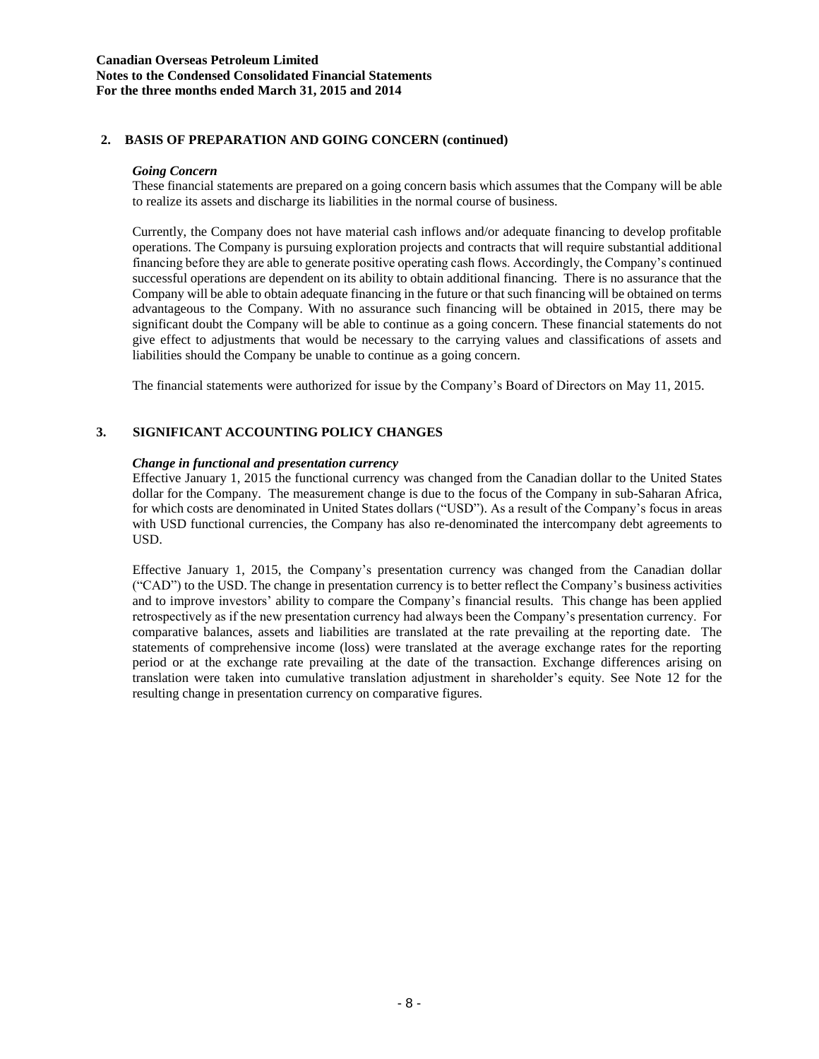## 2. BASIS OF PREPARATION AND GOING CONCERN (continued)

***Going Concern***

These financial statements are prepared on a going concern basis which assumes that the Company will be able to realize its assets and discharge its liabilities in the normal course of business.

Currently, the Company does not have material cash inflows and/or adequate financing to develop profitable operations. The Company is pursuing exploration projects and contracts that will require substantial additional financing before they are able to generate positive operating cash flows. Accordingly, the Company's continued successful operations are dependent on its ability to obtain additional financing. There is no assurance that the Company will be able to obtain adequate financing in the future or that such financing will be obtained on terms advantageous to the Company. With no assurance such financing will be obtained in 2015, there may be significant doubt the Company will be able to continue as a going concern. These financial statements do not give effect to adjustments that would be necessary to the carrying values and classifications of assets and liabilities should the Company be unable to continue as a going concern.

The financial statements were authorized for issue by the Company's Board of Directors on May 11, 2015.

## 3. SIGNIFICANT ACCOUNTING POLICY CHANGES

***Change in functional and presentation currency***

Effective January 1, 2015 the functional currency was changed from the Canadian dollar to the United States dollar for the Company. The measurement change is due to the focus of the Company in sub-Saharan Africa, for which costs are denominated in United States dollars ("USD"). As a result of the Company's focus in areas with USD functional currencies, the Company has also re-denominated the intercompany debt agreements to USD.

Effective January 1, 2015, the Company's presentation currency was changed from the Canadian dollar ("CAD") to the USD. The change in presentation currency is to better reflect the Company's business activities and to improve investors' ability to compare the Company's financial results. This change has been applied retrospectively as if the new presentation currency had always been the Company's presentation currency. For comparative balances, assets and liabilities are translated at the rate prevailing at the reporting date. The statements of comprehensive income (loss) were translated at the average exchange rates for the reporting period or at the exchange rate prevailing at the date of the transaction. Exchange differences arising on translation were taken into cumulative translation adjustment in shareholder's equity. See Note 12 for the resulting change in presentation currency on comparative figures.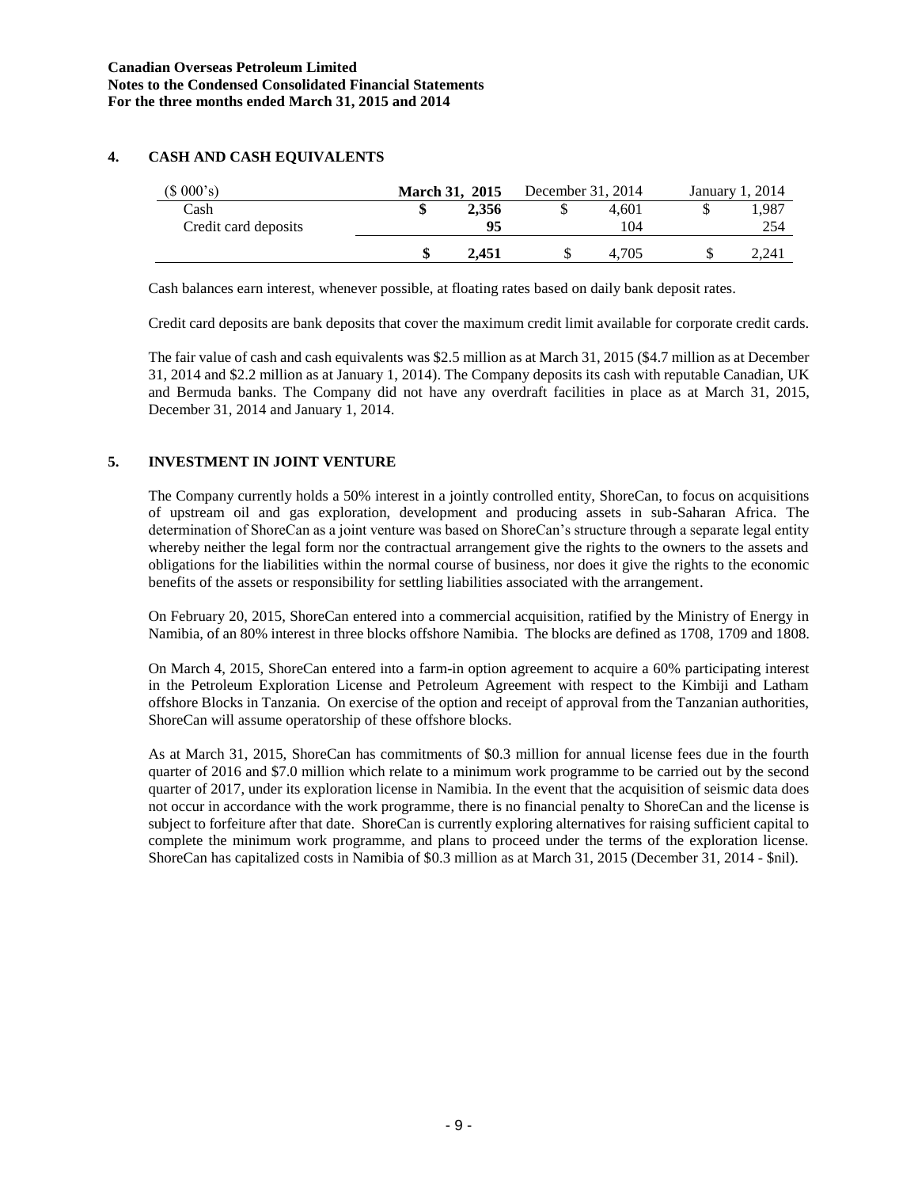## 4. CASH AND CASH EQUIVALENTS

| ($ 000's) | March 31, 2015 | December 31, 2014 | January 1, 2014 |
|---|---|---|---|
| Cash | **$ 2,356** | $ 4,601 | $ 1,987 |
| Credit card deposits | **95** | 104 | 254 |
| | **$ 2,451** | $ 4,705 | $ 2,241 |

Cash balances earn interest, whenever possible, at floating rates based on daily bank deposit rates.

Credit card deposits are bank deposits that cover the maximum credit limit available for corporate credit cards.

The fair value of cash and cash equivalents was $2.5 million as at March 31, 2015 ($4.7 million as at December 31, 2014 and $2.2 million as at January 1, 2014). The Company deposits its cash with reputable Canadian, UK and Bermuda banks. The Company did not have any overdraft facilities in place as at March 31, 2015, December 31, 2014 and January 1, 2014.

## 5. INVESTMENT IN JOINT VENTURE

The Company currently holds a 50% interest in a jointly controlled entity, ShoreCan, to focus on acquisitions of upstream oil and gas exploration, development and producing assets in sub-Saharan Africa. The determination of ShoreCan as a joint venture was based on ShoreCan's structure through a separate legal entity whereby neither the legal form nor the contractual arrangement give the rights to the owners to the assets and obligations for the liabilities within the normal course of business, nor does it give the rights to the economic benefits of the assets or responsibility for settling liabilities associated with the arrangement.

On February 20, 2015, ShoreCan entered into a commercial acquisition, ratified by the Ministry of Energy in Namibia, of an 80% interest in three blocks offshore Namibia. The blocks are defined as 1708, 1709 and 1808.

On March 4, 2015, ShoreCan entered into a farm-in option agreement to acquire a 60% participating interest in the Petroleum Exploration License and Petroleum Agreement with respect to the Kimbiji and Latham offshore Blocks in Tanzania. On exercise of the option and receipt of approval from the Tanzanian authorities, ShoreCan will assume operatorship of these offshore blocks.

As at March 31, 2015, ShoreCan has commitments of $0.3 million for annual license fees due in the fourth quarter of 2016 and $7.0 million which relate to a minimum work programme to be carried out by the second quarter of 2017, under its exploration license in Namibia. In the event that the acquisition of seismic data does not occur in accordance with the work programme, there is no financial penalty to ShoreCan and the license is subject to forfeiture after that date. ShoreCan is currently exploring alternatives for raising sufficient capital to complete the minimum work programme, and plans to proceed under the terms of the exploration license. ShoreCan has capitalized costs in Namibia of $0.3 million as at March 31, 2015 (December 31, 2014 - $nil).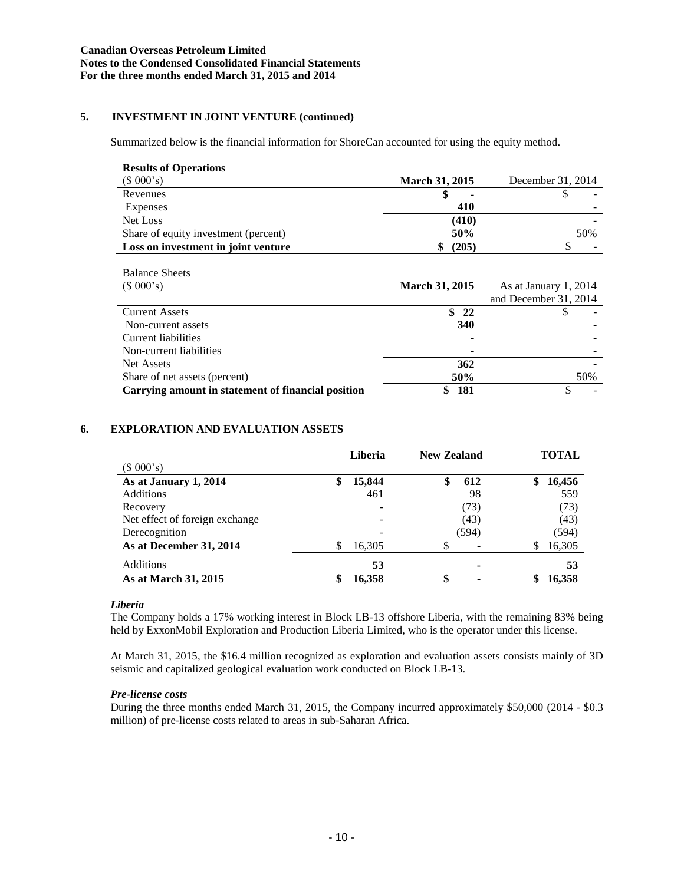**Canadian Overseas Petroleum Limited**
**Notes to the Condensed Consolidated Financial Statements**
**For the three months ended March 31, 2015 and 2014**

## 5. INVESTMENT IN JOINT VENTURE (continued)

Summarized below is the financial information for ShoreCan accounted for using the equity method.

| **Results of Operations** ($ 000's) | **March 31, 2015** | December 31, 2014 |
|---|---|---|
| Revenues | **$ -** | $ - |
| Expenses | **410** | - |
| Net Loss | **(410)** | - |
| Share of equity investment (percent) | **50%** | 50% |
| **Loss on investment in joint venture** | **$ (205)** | $ - |

| Balance Sheets ($ 000's) | **March 31, 2015** | As at January 1, 2014 and December 31, 2014 |
|---|---|---|
| Current Assets | **$ 22** | $ - |
| Non-current assets | **340** | - |
| Current liabilities | **-** | - |
| Non-current liabilities | **-** | - |
| Net Assets | **362** | - |
| Share of net assets (percent) | **50%** | 50% |
| **Carrying amount in statement of financial position** | **$ 181** | $ - |

## 6. EXPLORATION AND EVALUATION ASSETS

| ($ 000's) | **Liberia** | **New Zealand** | **TOTAL** |
|---|---|---|---|
| **As at January 1, 2014** | **$ 15,844** | **$ 612** | **$ 16,456** |
| Additions | 461 | 98 | 559 |
| Recovery | - | (73) | (73) |
| Net effect of foreign exchange | - | (43) | (43) |
| Derecognition | - | (594) | (594) |
| **As at December 31, 2014** | $ 16,305 | $ - | $ 16,305 |
| Additions | **53** | **-** | **53** |
| **As at March 31, 2015** | **$ 16,358** | **$ -** | **$ 16,358** |

***Liberia***

The Company holds a 17% working interest in Block LB-13 offshore Liberia, with the remaining 83% being held by ExxonMobil Exploration and Production Liberia Limited, who is the operator under this license.

At March 31, 2015, the $16.4 million recognized as exploration and evaluation assets consists mainly of 3D seismic and capitalized geological evaluation work conducted on Block LB-13.

***Pre-license costs***

During the three months ended March 31, 2015, the Company incurred approximately $50,000 (2014 - $0.3 million) of pre-license costs related to areas in sub-Saharan Africa.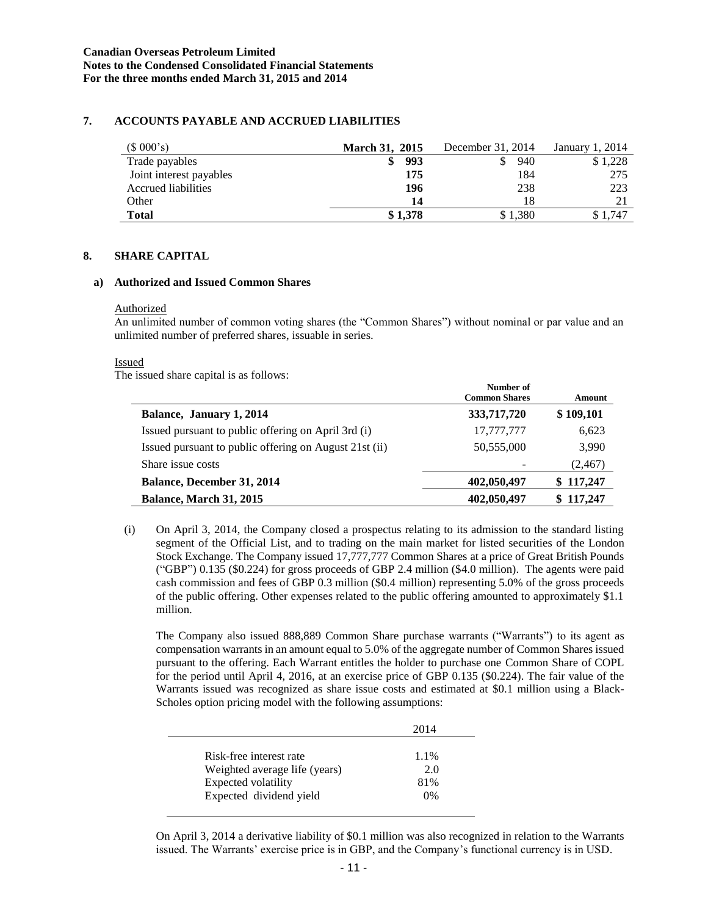**Canadian Overseas Petroleum Limited**
**Notes to the Condensed Consolidated Financial Statements**
**For the three months ended March 31, 2015 and 2014**

## 7. ACCOUNTS PAYABLE AND ACCRUED LIABILITIES

| ($ 000's) | **March 31, 2015** | December 31, 2014 | January 1, 2014 |
|---|---|---|---|
| Trade payables | **$ 993** | $ 940 | $ 1,228 |
| Joint interest payables | **175** | 184 | 275 |
| Accrued liabilities | **196** | 238 | 223 |
| Other | **14** | 18 | 21 |
| **Total** | **$ 1,378** | $ 1,380 | $ 1,747 |

## 8. SHARE CAPITAL

### a) Authorized and Issued Common Shares

Authorized

An unlimited number of common voting shares (the "Common Shares") without nominal or par value and an unlimited number of preferred shares, issuable in series.

Issued

The issued share capital is as follows:

| | Number of Common Shares | Amount |
|---|---|---|
| **Balance, January 1, 2014** | **333,717,720** | **$ 109,101** |
| Issued pursuant to public offering on April 3rd (i) | 17,777,777 | 6,623 |
| Issued pursuant to public offering on August 21st (ii) | 50,555,000 | 3,990 |
| Share issue costs | - | (2,467) |
| **Balance, December 31, 2014** | **402,050,497** | **$ 117,247** |
| **Balance, March 31, 2015** | **402,050,497** | **$ 117,247** |

(i) On April 3, 2014, the Company closed a prospectus relating to its admission to the standard listing segment of the Official List, and to trading on the main market for listed securities of the London Stock Exchange. The Company issued 17,777,777 Common Shares at a price of Great British Pounds ("GBP") 0.135 ($0.224) for gross proceeds of GBP 2.4 million ($4.0 million). The agents were paid cash commission and fees of GBP 0.3 million ($0.4 million) representing 5.0% of the gross proceeds of the public offering. Other expenses related to the public offering amounted to approximately $1.1 million.

The Company also issued 888,889 Common Share purchase warrants ("Warrants") to its agent as compensation warrants in an amount equal to 5.0% of the aggregate number of Common Shares issued pursuant to the offering. Each Warrant entitles the holder to purchase one Common Share of COPL for the period until April 4, 2016, at an exercise price of GBP 0.135 ($0.224). The fair value of the Warrants issued was recognized as share issue costs and estimated at $0.1 million using a Black-Scholes option pricing model with the following assumptions:

| | 2014 |
|---|---|
| Risk-free interest rate | 1.1% |
| Weighted average life (years) | 2.0 |
| Expected volatility | 81% |
| Expected dividend yield | 0% |

On April 3, 2014 a derivative liability of $0.1 million was also recognized in relation to the Warrants issued. The Warrants' exercise price is in GBP, and the Company's functional currency is in USD.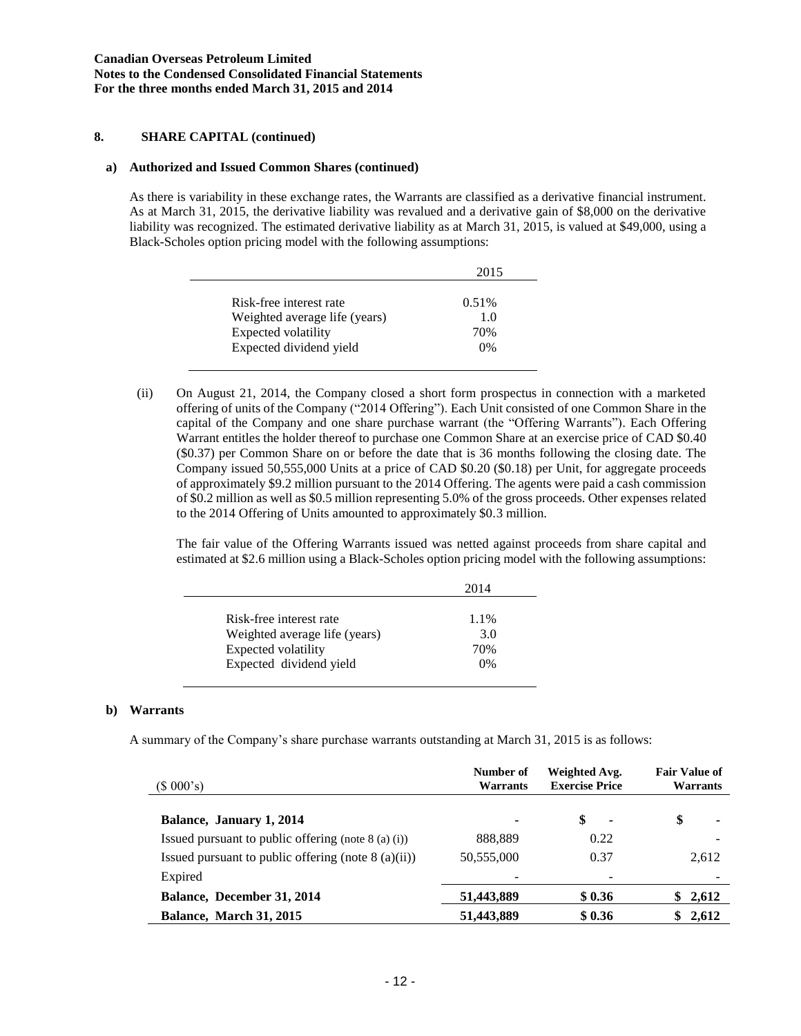## 8. SHARE CAPITAL (continued)

### a) Authorized and Issued Common Shares (continued)

As there is variability in these exchange rates, the Warrants are classified as a derivative financial instrument. As at March 31, 2015, the derivative liability was revalued and a derivative gain of $8,000 on the derivative liability was recognized. The estimated derivative liability as at March 31, 2015, is valued at $49,000, using a Black-Scholes option pricing model with the following assumptions:

| | 2015 |
|---|---|
| Risk-free interest rate | 0.51% |
| Weighted average life (years) | 1.0 |
| Expected volatility | 70% |
| Expected dividend yield | 0% |

(ii) On August 21, 2014, the Company closed a short form prospectus in connection with a marketed offering of units of the Company ("2014 Offering"). Each Unit consisted of one Common Share in the capital of the Company and one share purchase warrant (the "Offering Warrants"). Each Offering Warrant entitles the holder thereof to purchase one Common Share at an exercise price of CAD $0.40 ($0.37) per Common Share on or before the date that is 36 months following the closing date. The Company issued 50,555,000 Units at a price of CAD $0.20 ($0.18) per Unit, for aggregate proceeds of approximately $9.2 million pursuant to the 2014 Offering. The agents were paid a cash commission of $0.2 million as well as $0.5 million representing 5.0% of the gross proceeds. Other expenses related to the 2014 Offering of Units amounted to approximately $0.3 million.

The fair value of the Offering Warrants issued was netted against proceeds from share capital and estimated at $2.6 million using a Black-Scholes option pricing model with the following assumptions:

| | 2014 |
|---|---|
| Risk-free interest rate | 1.1% |
| Weighted average life (years) | 3.0 |
| Expected volatility | 70% |
| Expected dividend yield | 0% |

### b) Warrants

A summary of the Company's share purchase warrants outstanding at March 31, 2015 is as follows:

| ($ 000's) | Number of Warrants | Weighted Avg. Exercise Price | Fair Value of Warrants |
|---|---|---|---|
| **Balance, January 1, 2014** | - | $ - | $ - |
| Issued pursuant to public offering (note 8 (a) (i)) | 888,889 | 0.22 | - |
| Issued pursuant to public offering (note 8 (a)(ii)) | 50,555,000 | 0.37 | 2,612 |
| Expired | - | - | - |
| **Balance, December 31, 2014** | **51,443,889** | **$ 0.36** | **$ 2,612** |
| **Balance, March 31, 2015** | **51,443,889** | **$ 0.36** | **$ 2,612** |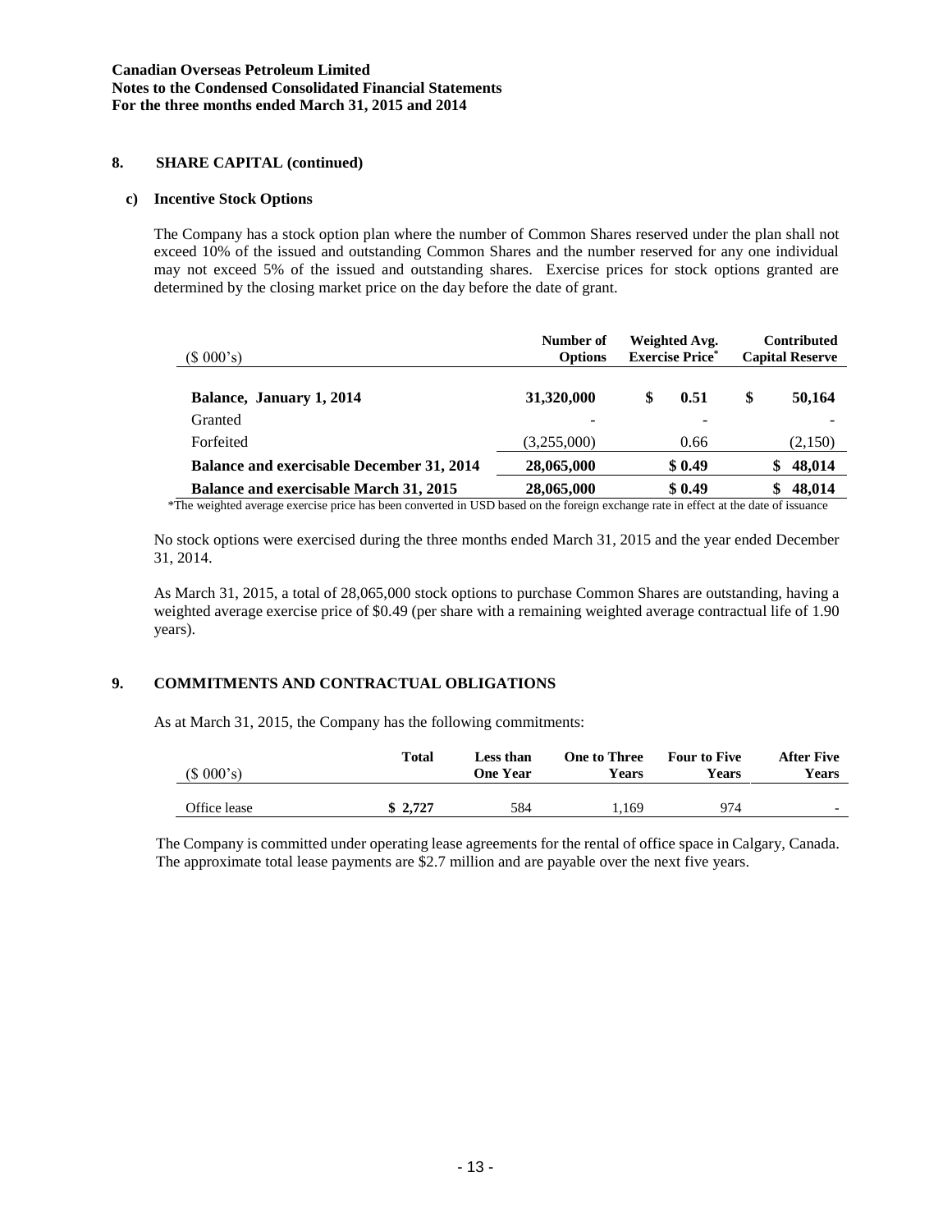## 8. SHARE CAPITAL (continued)

### c) Incentive Stock Options

The Company has a stock option plan where the number of Common Shares reserved under the plan shall not exceed 10% of the issued and outstanding Common Shares and the number reserved for any one individual may not exceed 5% of the issued and outstanding shares. Exercise prices for stock options granted are determined by the closing market price on the day before the date of grant.

| ($ 000's) | Number of Options | Weighted Avg. Exercise Price* | Contributed Capital Reserve |
|---|---|---|---|
| **Balance, January 1, 2014** | **31,320,000** | **$ 0.51** | **$ 50,164** |
| Granted | - | - | - |
| Forfeited | (3,255,000) | 0.66 | (2,150) |
| **Balance and exercisable December 31, 2014** | **28,065,000** | **$ 0.49** | **$ 48,014** |
| **Balance and exercisable March 31, 2015** | **28,065,000** | **$ 0.49** | **$ 48,014** |

*The weighted average exercise price has been converted in USD based on the foreign exchange rate in effect at the date of issuance

No stock options were exercised during the three months ended March 31, 2015 and the year ended December 31, 2014.

As March 31, 2015, a total of 28,065,000 stock options to purchase Common Shares are outstanding, having a weighted average exercise price of $0.49 (per share with a remaining weighted average contractual life of 1.90 years).

## 9. COMMITMENTS AND CONTRACTUAL OBLIGATIONS

As at March 31, 2015, the Company has the following commitments:

| ($ 000's) | Total | Less than One Year | One to Three Years | Four to Five Years | After Five Years |
|---|---|---|---|---|---|
| Office lease | **$ 2,727** | 584 | 1,169 | 974 | - |

The Company is committed under operating lease agreements for the rental of office space in Calgary, Canada. The approximate total lease payments are $2.7 million and are payable over the next five years.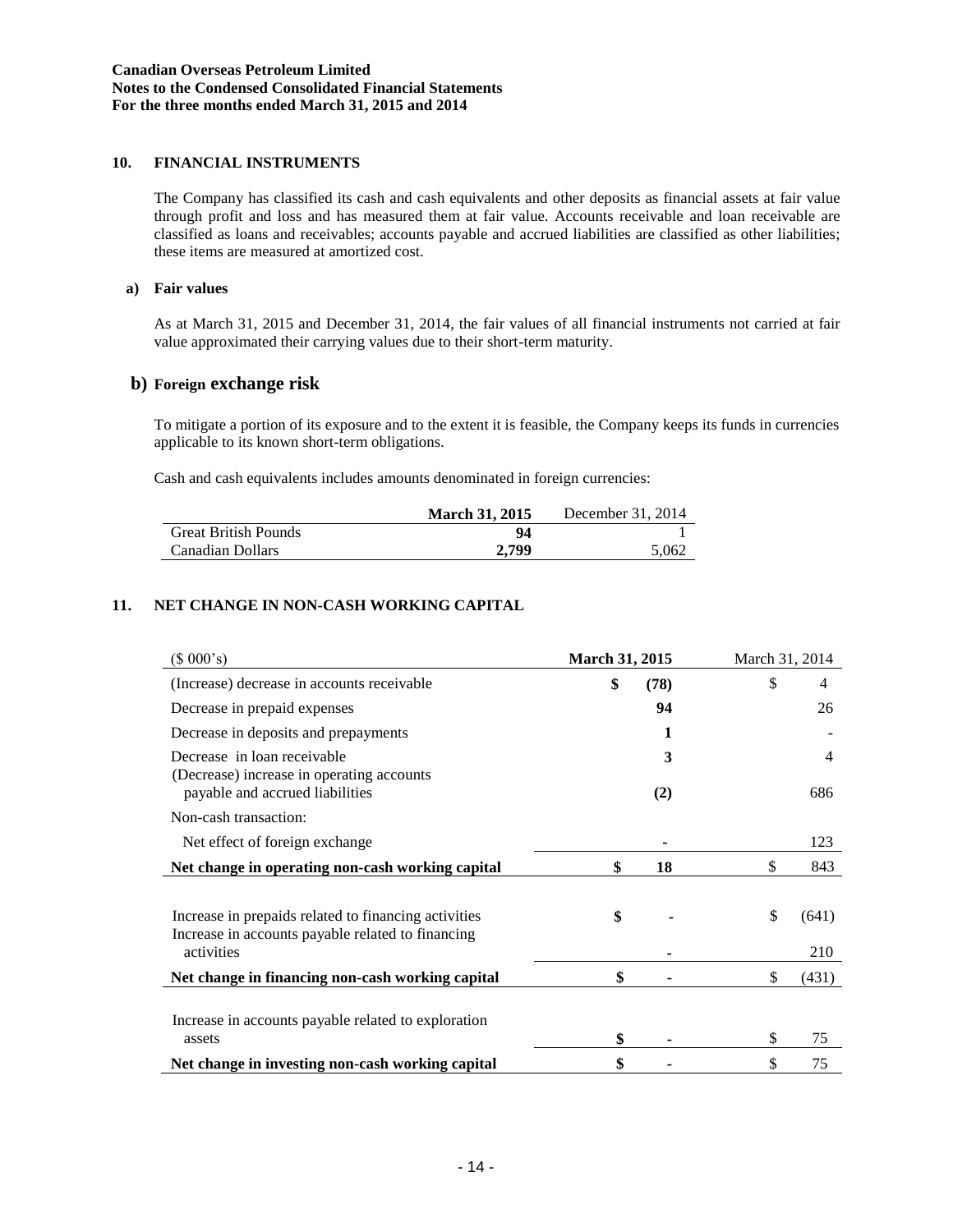## 10. FINANCIAL INSTRUMENTS

The Company has classified its cash and cash equivalents and other deposits as financial assets at fair value through profit and loss and has measured them at fair value. Accounts receivable and loan receivable are classified as loans and receivables; accounts payable and accrued liabilities are classified as other liabilities; these items are measured at amortized cost.

### a) Fair values

As at March 31, 2015 and December 31, 2014, the fair values of all financial instruments not carried at fair value approximated their carrying values due to their short-term maturity.

### b) Foreign exchange risk

To mitigate a portion of its exposure and to the extent it is feasible, the Company keeps its funds in currencies applicable to its known short-term obligations.

Cash and cash equivalents includes amounts denominated in foreign currencies:

| | **March 31, 2015** | December 31, 2014 |
|---|---|---|
| Great British Pounds | **94** | 1 |
| Canadian Dollars | **2,799** | 5,062 |

## 11. NET CHANGE IN NON-CASH WORKING CAPITAL

| ($ 000's) | **March 31, 2015** | March 31, 2014 |
|---|---|---|
| (Increase) decrease in accounts receivable | **$ (78)** | $ 4 |
| Decrease in prepaid expenses | **94** | 26 |
| Decrease in deposits and prepayments | **1** | - |
| Decrease in loan receivable | **3** | 4 |
| (Decrease) increase in operating accounts payable and accrued liabilities | **(2)** | 686 |
| Non-cash transaction: | | |
| Net effect of foreign exchange | **-** | 123 |
| **Net change in operating non-cash working capital** | **$ 18** | $ 843 |
| | | |
| Increase in prepaids related to financing activities | **$ -** | $ (641) |
| Increase in accounts payable related to financing activities | **-** | 210 |
| **Net change in financing non-cash working capital** | **$ -** | $ (431) |
| | | |
| Increase in accounts payable related to exploration assets | **$ -** | $ 75 |
| **Net change in investing non-cash working capital** | **$ -** | $ 75 |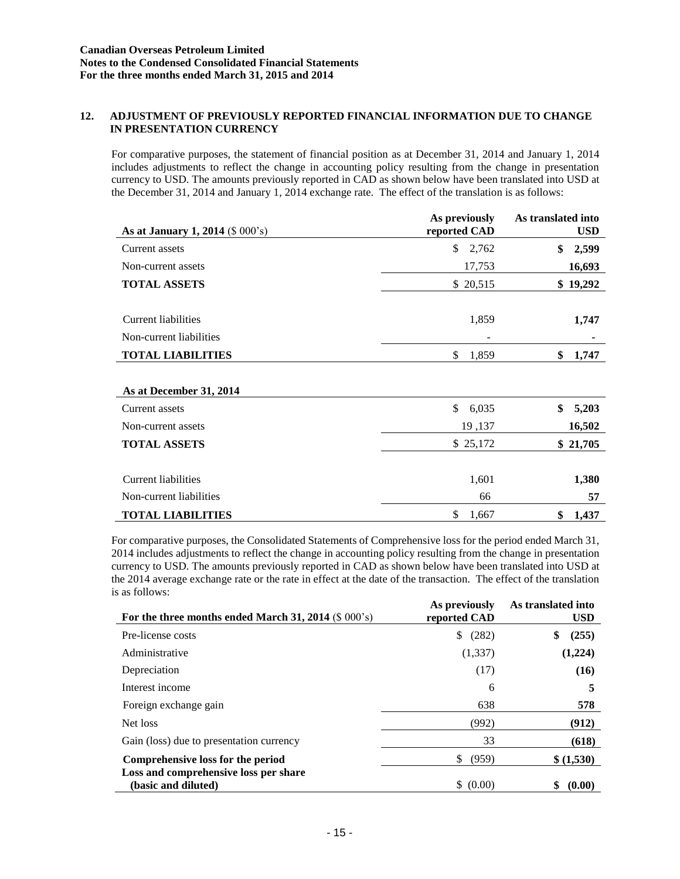## 12. ADJUSTMENT OF PREVIOUSLY REPORTED FINANCIAL INFORMATION DUE TO CHANGE IN PRESENTATION CURRENCY

For comparative purposes, the statement of financial position as at December 31, 2014 and January 1, 2014 includes adjustments to reflect the change in accounting policy resulting from the change in presentation currency to USD. The amounts previously reported in CAD as shown below have been translated into USD at the December 31, 2014 and January 1, 2014 exchange rate. The effect of the translation is as follows:

| **As at January 1, 2014** ($ 000's) | **As previously reported CAD** | **As translated into USD** |
|---|---|---|
| Current assets | $ 2,762 | **$ 2,599** |
| Non-current assets | 17,753 | **16,693** |
| **TOTAL ASSETS** | $ 20,515 | **$ 19,292** |
| Current liabilities | 1,859 | **1,747** |
| Non-current liabilities | - | **-** |
| **TOTAL LIABILITIES** | $ 1,859 | **$ 1,747** |
| **As at December 31, 2014** | | |
| Current assets | $ 6,035 | **$ 5,203** |
| Non-current assets | 19 ,137 | **16,502** |
| **TOTAL ASSETS** | $ 25,172 | **$ 21,705** |
| Current liabilities | 1,601 | **1,380** |
| Non-current liabilities | 66 | **57** |
| **TOTAL LIABILITIES** | $ 1,667 | **$ 1,437** |

For comparative purposes, the Consolidated Statements of Comprehensive loss for the period ended March 31, 2014 includes adjustments to reflect the change in accounting policy resulting from the change in presentation currency to USD. The amounts previously reported in CAD as shown below have been translated into USD at the 2014 average exchange rate or the rate in effect at the date of the transaction. The effect of the translation is as follows:

| **For the three months ended March 31, 2014** ($ 000's) | **As previously reported CAD** | **As translated into USD** |
|---|---|---|
| Pre-license costs | $ (282) | **$ (255)** |
| Administrative | (1,337) | **(1,224)** |
| Depreciation | (17) | **(16)** |
| Interest income | 6 | **5** |
| Foreign exchange gain | 638 | **578** |
| Net loss | (992) | **(912)** |
| Gain (loss) due to presentation currency | 33 | **(618)** |
| **Comprehensive loss for the period** | $ (959) | **$ (1,530)** |
| **Loss and comprehensive loss per share (basic and diluted)** | $ (0.00) | **$ (0.00)** |